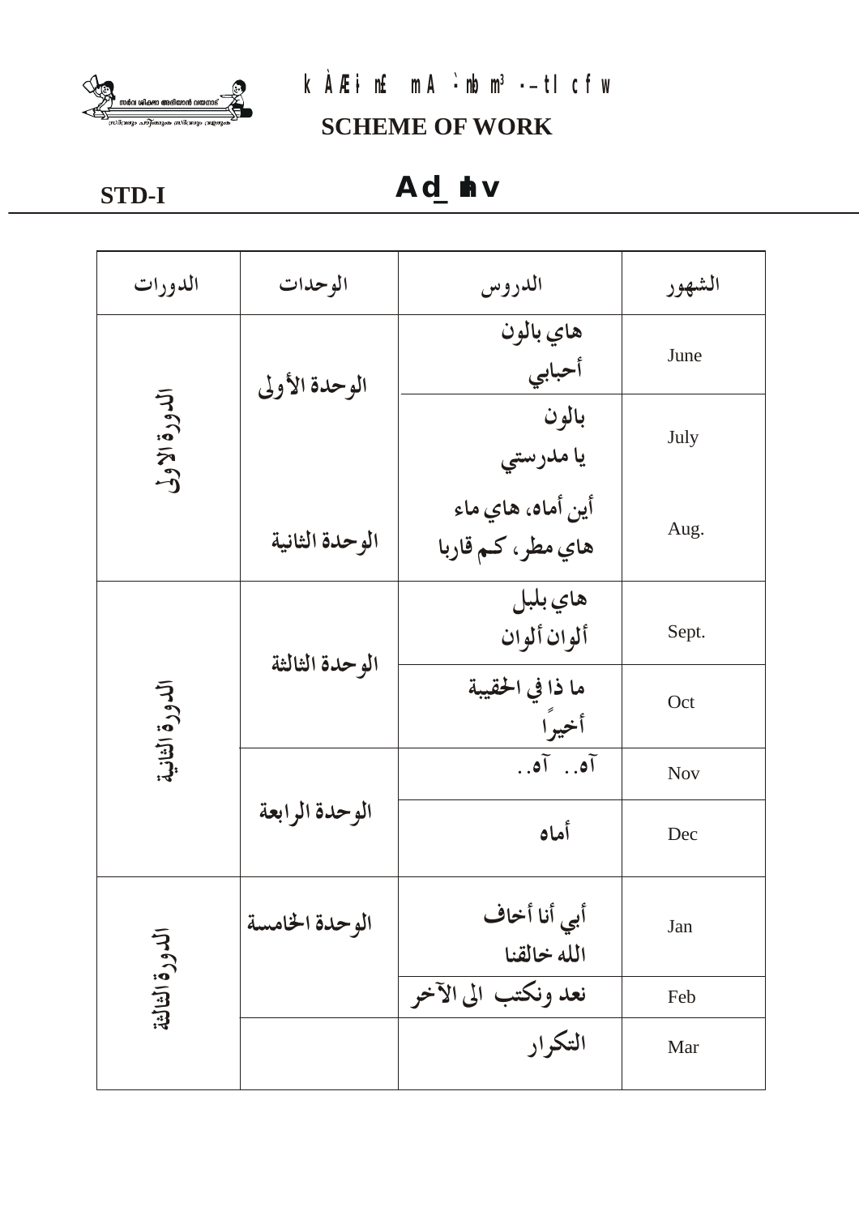k ÀÆ i n£ mA `nb m³ --tl cfw

**SCHEME OF WORK**

**STD-I**

**Ad_ ¯hv**

| الدورات | الوحدات | الدروس | الشهور |
|---|---|---|---|
| الدورة الاولى | الوحدة الأولى | هاي بالون<br>أحبابي | June |
| | | بالون<br>يا مدرستي | July |
| | الوحدة الثانية | أين أماه، هاي ماء<br>هاي مطر، كم قاربا | Aug. |
| الدورة الثانية | الوحدة الثالثة | هاي بلبل<br>ألوان ألوان | Sept. |
| | | ما ذا في الحقيبة<br>أخيراً | Oct |
| | الوحدة الرابعة | آه.. آه.. | Nov |
| | | أماه | Dec |
| الدورة الثالثة | الوحدة الخامسة | أبي أنا أخاف<br>الله خالقنا | Jan |
| | | نعد ونكتب الى الآخر | Feb |
| | | التكرار | Mar |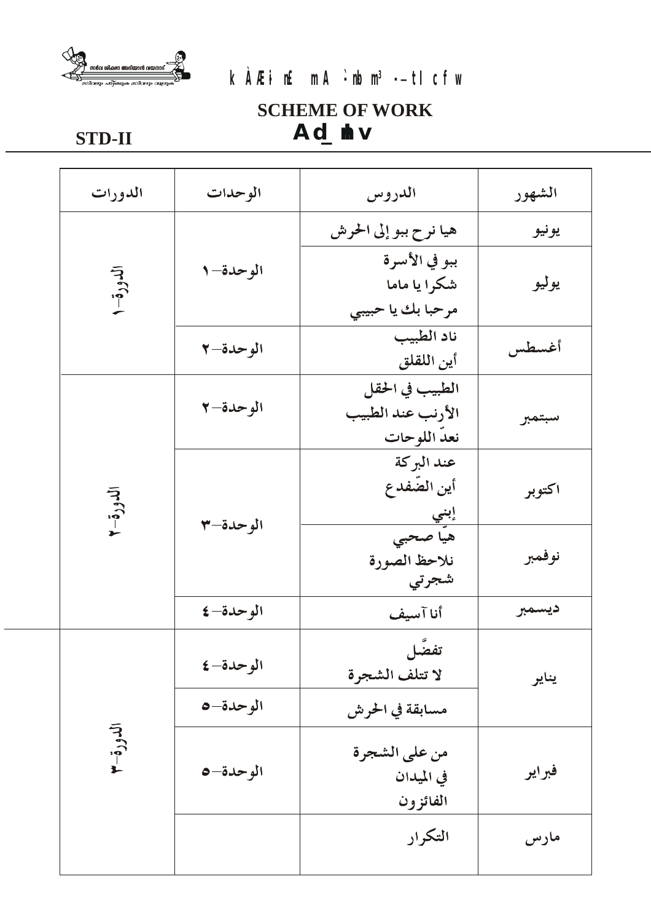k ÀÆ i nÉ mA :nbm³ -- tl c f w

# SCHEME OF WORK

**Ad_ ìhv**

**STD-II**

| الدورات | الوحدات | الدروس | الشهور |
|---|---|---|---|
| الدورة– ١ | | هيا نرح ببو إلى الحرش | يونيو |
| | الوحدة– ١ | ببو في الأسرة<br>شكرا يا ماما<br>مرحبا بك يا حبيبي | يوليو |
| | الوحدة– ٢ | ناد الطبيب<br>أين اللقلق | أغسطس |
| الدورة– ٢ | الوحدة– ٢ | الطبيب في الحقل<br>الأرنب عند الطبيب<br>نعدّ اللوحات | سبتمبر |
| | الوحدة– ٣ | عند البركة<br>أين الضّفدع<br>إبني | اكتوبر |
| | | هيّا صحبي<br>نلاحظ الصورة<br>شجرتي | نوفمبر |
| | الوحدة– ٤ | أنا آسيف | ديسمبر |
| الدورة– ٣ | الوحدة– ٤ | تفضَّل<br>لا تتلف الشجرة | يناير |
| | الوحدة– ٥ | مسابقة في الحرش | |
| | الوحدة– ٥ | من على الشجرة<br>في الميدان<br>الفائزون | فبراير |
| | | التكرار | مارس |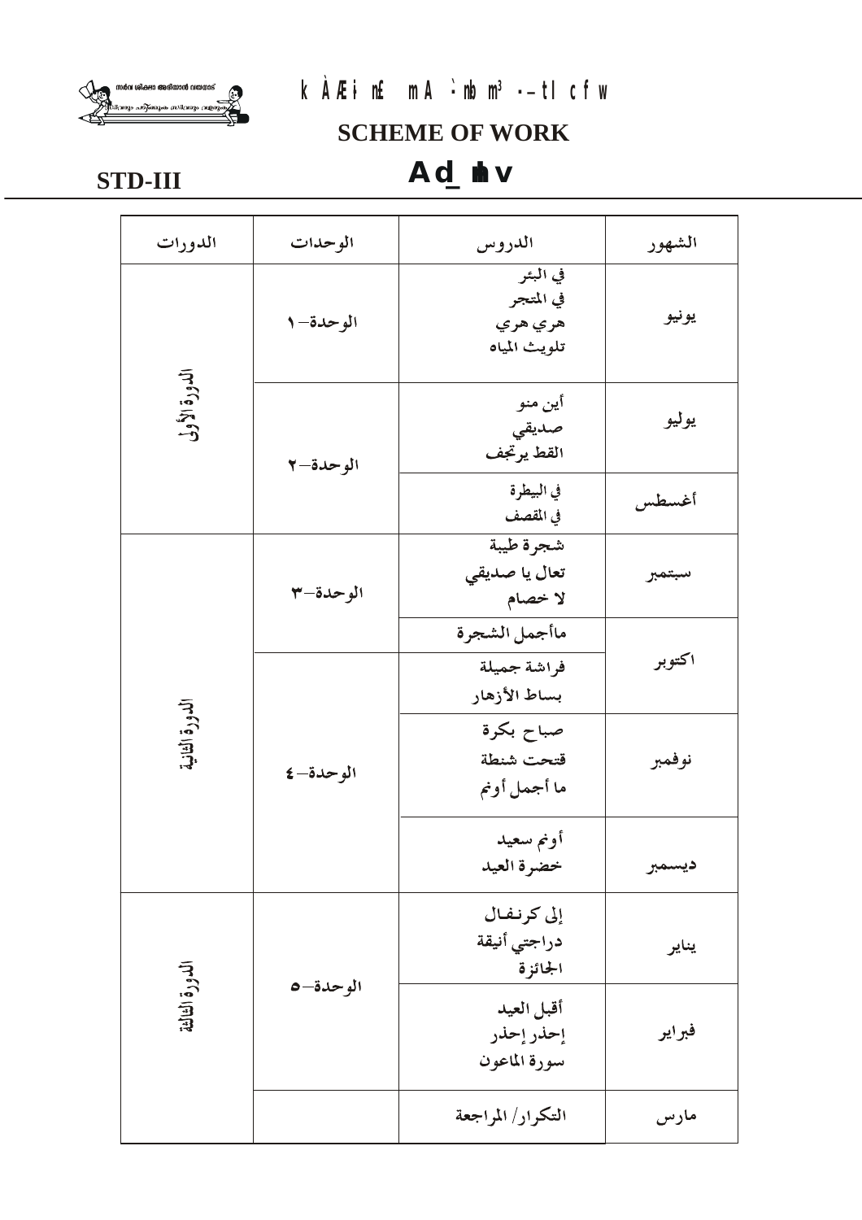k À Æ i n£ mA ·nb m³ ·--tl c f w

**SCHEME OF WORK**

**STD-III**

**Ad\_ nhv**

| الدورات | الوحدات | الدروس | الشهور |
|---|---|---|---|
| الدورة الأولى | الوحدة–١ | في البئر<br>في المتجر<br>هري هري<br>تلويث المياه | يونيو |
| | الوحدة–٢ | أين منو<br>صديقي<br>القط يرتجف | يوليو |
| | | في البيطرة<br>في المقصف | أغسطس |
| الدورة الثانية | الوحدة–٣ | شجرة طيبة<br>تعال يا صديقي<br>لا خصام | سبتمبر |
| | | ماأجمل الشجرة | اكتوبر |
| | الوحدة–٤ | فراشة جميلة<br>بساط الأزهار | |
| | | صباح بكرة<br>قتحت شنطة<br>ما أجمل أونم | نوفمبر |
| | | أونم سعيد<br>خضرة العيد | ديسمبر |
| الدورة الثالثة | الوحدة–٥ | إلى كرنفال<br>دراجتي أنيقة<br>الجائزة | يناير |
| | | أقبل العيد<br>إحذر إحذر<br>سورة الماعون | فبراير |
| | | التكرار/ المراجعة | مارس |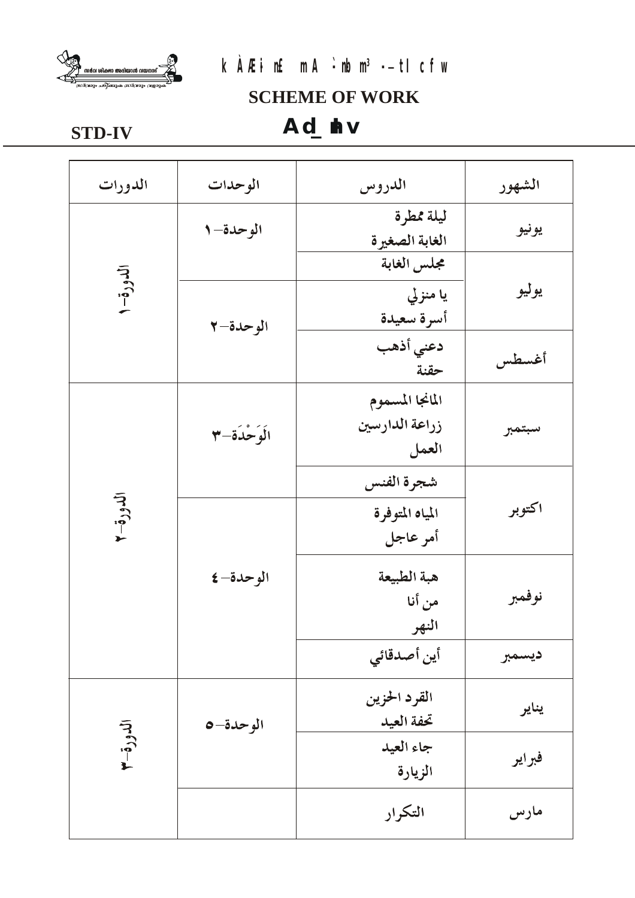k À Æi n£ mA `nbm³ --tl cfw

## SCHEME OF WORK

**STD-IV** Ad\_ny

| الدورات | الوحدات | الدروس | الشهور |
|---|---|---|---|
| الدورة-١ | الوحدة-١ | ليلة ممطرة<br>الغابة الصغيرة | يونيو |
| | | مجلس الغابة | يوليو |
| | الوحدة-٢ | يا منزلي<br>أسرة سعيدة | |
| | | دعني أذهب<br>حقنة | أغسطس |
| الدورة-٢ | الوَحْدَة-٣ | المانجا المسموم<br>زراعة الدارسين<br>العمل | سبتمبر |
| | | شجرة الفنس | اكتوبر |
| | الوحدة-٤ | المياه المتوفرة<br>أمر عاجل | |
| | | هبة الطبيعة<br>من أنا<br>النهر | نوفمبر |
| | | أين أصدقائي | ديسمبر |
| الدورة-٣ | الوحدة-٥ | القرد الحزين<br>تحفة العيد | يناير |
| | | جاء العيد<br>الزيارة | فبراير |
| | | التكرار | مارس |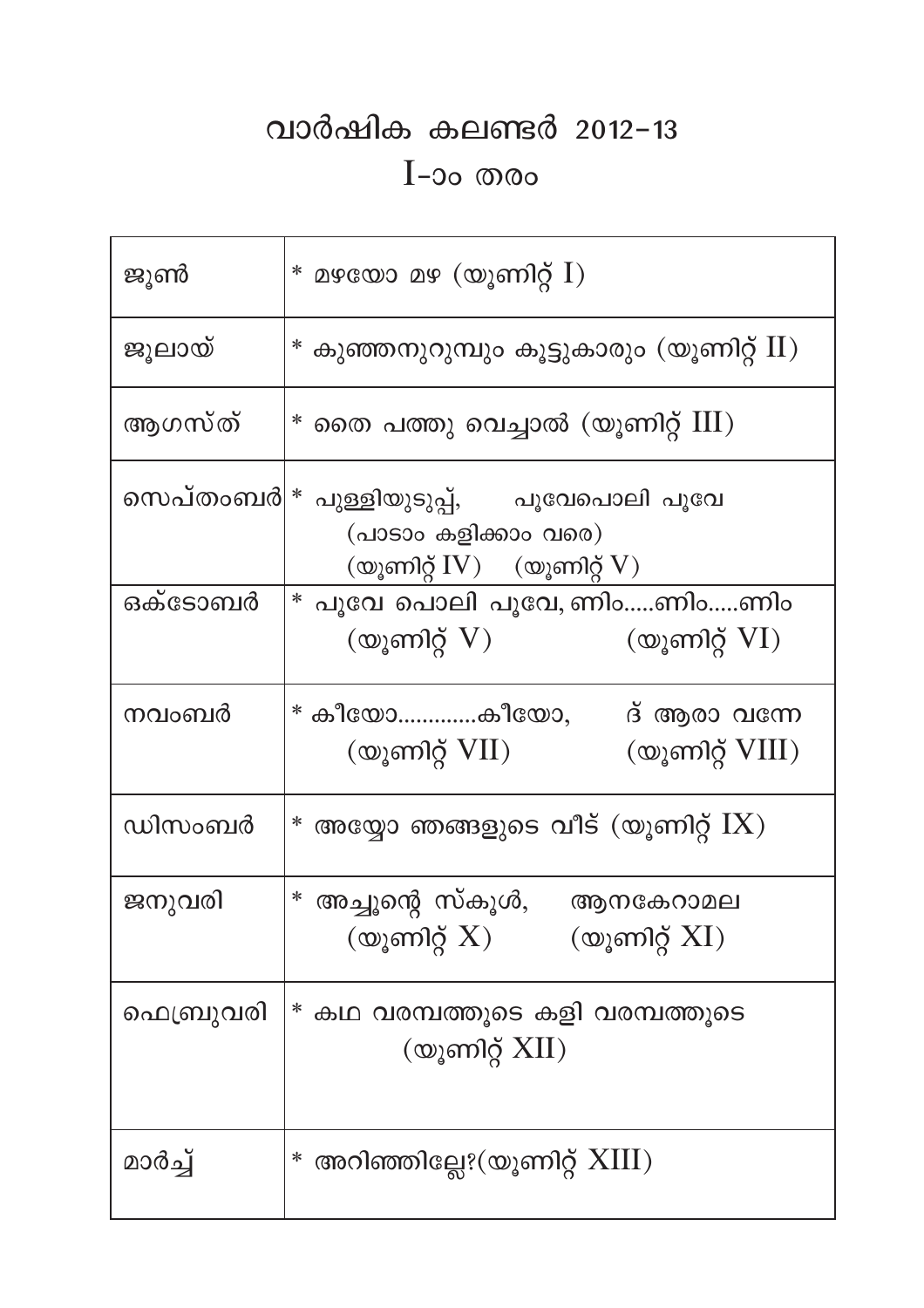# വാർഷിക കലണ്ടർ 2012-13

## I-ാം തരം

| ജൂൺ | * മഴയോ മഴ (യൂണിറ്റ് I) |
|---|---|
| ജൂലായ് | * കുഞ്ഞനുറുമ്പും കൂട്ടുകാരും (യൂണിറ്റ് II) |
| ആഗസ്ത് | * തൈ പത്തു വെച്ചാൽ (യൂണിറ്റ് III) |
| സെപ്തംബർ | * പുള്ളിയുടുപ്പ്, പൂവേപൊലി പൂവേ (പാടാം കളിക്കാം വരെ) (യൂണിറ്റ് IV) (യൂണിറ്റ് V) |
| ഒക്ടോബർ | * പൂവേ പൊലി പൂവേ, ണിം.....ണിം.....ണിം (യൂണിറ്റ് V) (യൂണിറ്റ് VI) |
| നവംബർ | * കീയോ............കീയോ, ദ് ആരാ വന്നേ (യൂണിറ്റ് VII) (യൂണിറ്റ് VIII) |
| ഡിസംബർ | * അയ്യോ ഞങ്ങളുടെ വീട് (യൂണിറ്റ് IX) |
| ജനുവരി | * അച്ഛന്റെ സ്കൂൾ, ആനകേറാമല (യൂണിറ്റ് X) (യൂണിറ്റ് XI) |
| ഫെബ്രുവരി | * കഥ വരമ്പത്തൂടെ കളി വരമ്പത്തൂടെ (യൂണിറ്റ് XII) |
| മാർച്ച് | * അറിഞ്ഞില്ലേ?(യൂണിറ്റ് XIII) |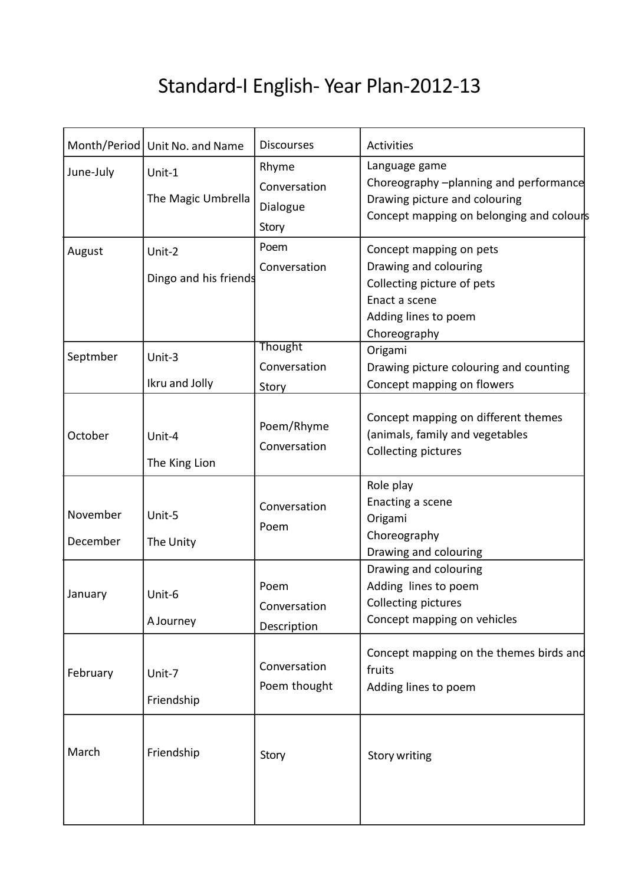# Standard-I English- Year Plan-2012-13

| Month/Period | Unit No. and Name | Discourses | Activities |
|---|---|---|---|
| June-July | Unit-1<br>The Magic Umbrella | Rhyme<br>Conversation<br>Dialogue<br>Story | Language game<br>Choreography –planning and performance<br>Drawing picture and colouring<br>Concept mapping on belonging and colours |
| August | Unit-2<br>Dingo and his friends | Poem<br>Conversation | Concept mapping on pets<br>Drawing and colouring<br>Collecting picture of pets<br>Enact a scene<br>Adding lines to poem<br>Choreography |
| Septmber | Unit-3<br>Ikru and Jolly | Thought<br>Conversation<br>Story | Origami<br>Drawing picture colouring and counting<br>Concept mapping on flowers |
| October | Unit-4<br>The King Lion | Poem/Rhyme<br>Conversation | Concept mapping on different themes (animals, family and vegetables<br>Collecting pictures |
| November<br>December | Unit-5<br>The Unity | Conversation<br>Poem | Role play<br>Enacting a scene<br>Origami<br>Choreography<br>Drawing and colouring |
| January | Unit-6<br>A Journey | Poem<br>Conversation<br>Description | Drawing and colouring<br>Adding lines to poem<br>Collecting pictures<br>Concept mapping on vehicles |
| February | Unit-7<br>Friendship | Conversation<br>Poem thought | Concept mapping on the themes birds and fruits<br>Adding lines to poem |
| March | Friendship | Story | Story writing |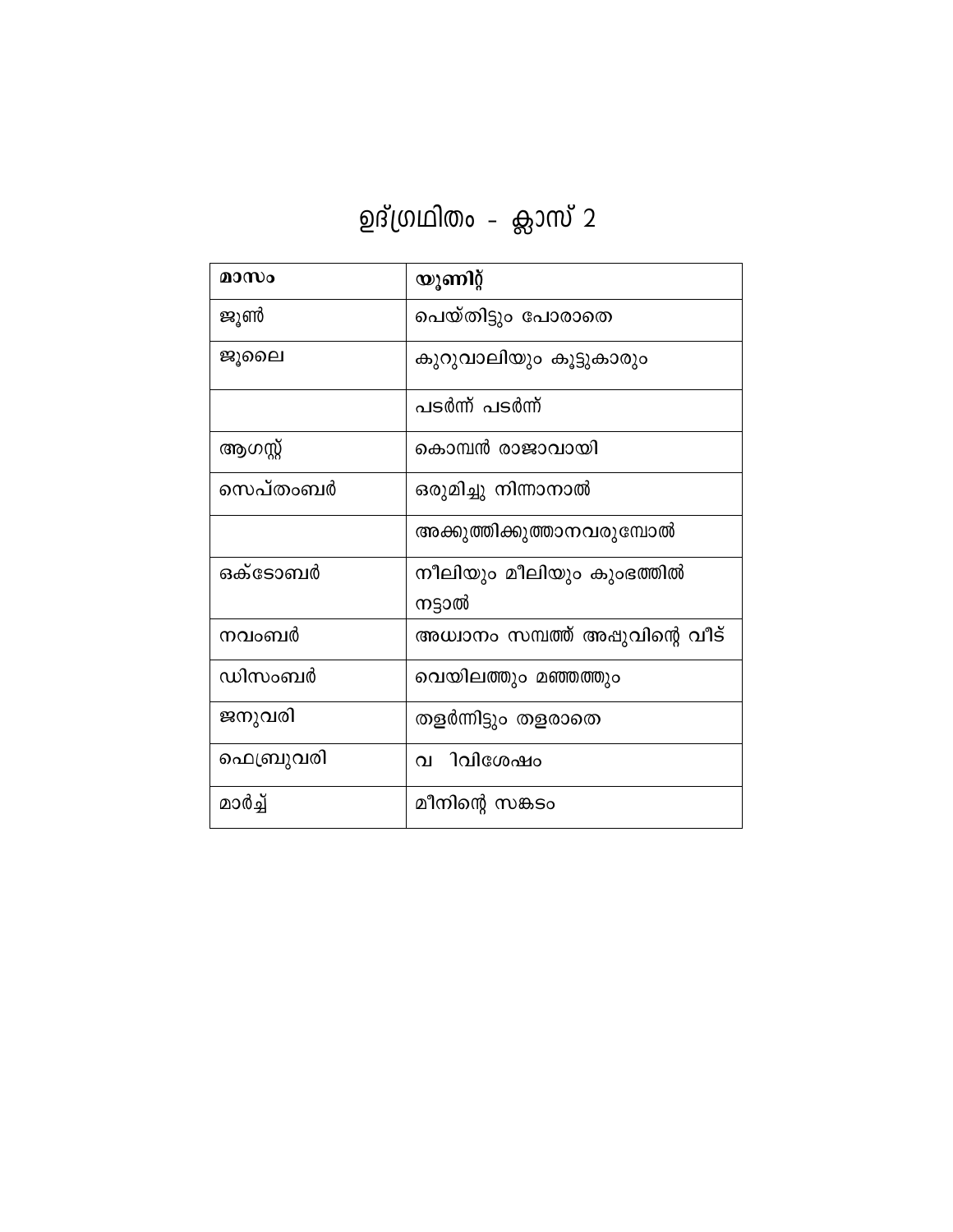# ഉദ്ഗ്രഥിതം - ക്ലാസ് 2

| മാസം | യൂണിറ്റ് |
|---|---|
| ജൂൺ | പെയ്തിട്ടും പോരാതെ |
| ജൂലൈ | കുറുവാലിയും കൂട്ടുകാരും |
| | പടർന്ന് പടർന്ന് |
| ആഗസ്റ്റ് | കൊമ്പൻ രാജാവായി |
| സെപ്തംബർ | ഒരുമിച്ചു നിന്നാനാൽ |
| | അക്കുത്തിക്കുത്താനവരുമ്പോൾ |
| ഒക്ടോബർ | നീലിയും മീലിയും കുംഭത്തിൽ നട്ടാൽ |
| നവംബർ | അധ്വാനം സമ്പത്ത് അപ്പുവിന്റെ വീട് |
| ഡിസംബർ | വെയിലത്തും മഞ്ഞത്തും |
| ജനുവരി | തളർന്നിട്ടും തളരാതെ |
| ഫെബ്രുവരി | വ ിവിശേഷം |
| മാർച്ച് | മീനിന്റെ സങ്കടം |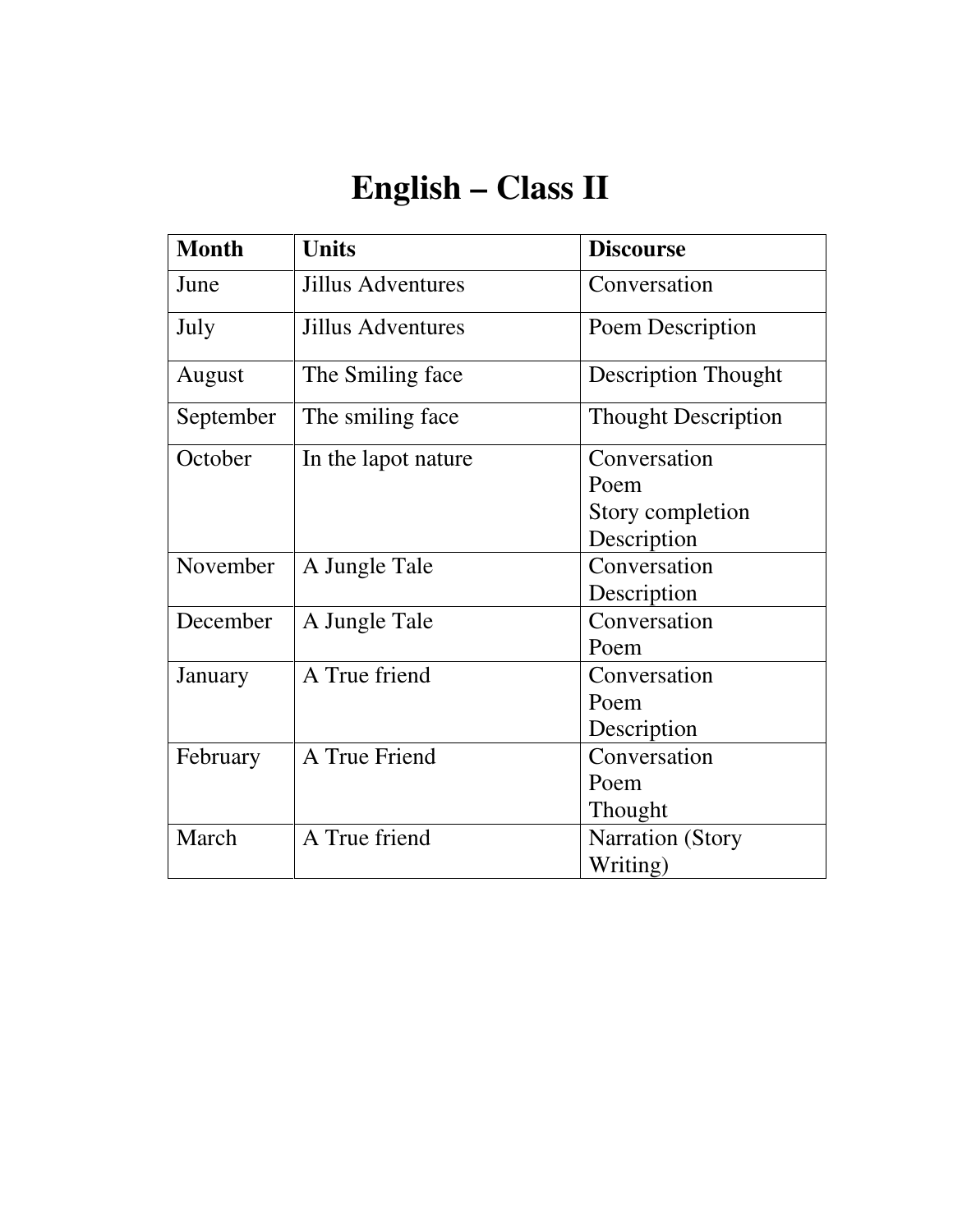# English – Class II

| Month | Units | Discourse |
|---|---|---|
| June | Jillus Adventures | Conversation |
| July | Jillus Adventures | Poem Description |
| August | The Smiling face | Description Thought |
| September | The smiling face | Thought Description |
| October | In the lapot nature | Conversation<br>Poem<br>Story completion<br>Description |
| November | A Jungle Tale | Conversation<br>Description |
| December | A Jungle Tale | Conversation<br>Poem |
| January | A True friend | Conversation<br>Poem<br>Description |
| February | A True Friend | Conversation<br>Poem<br>Thought |
| March | A True friend | Narration (Story Writing) |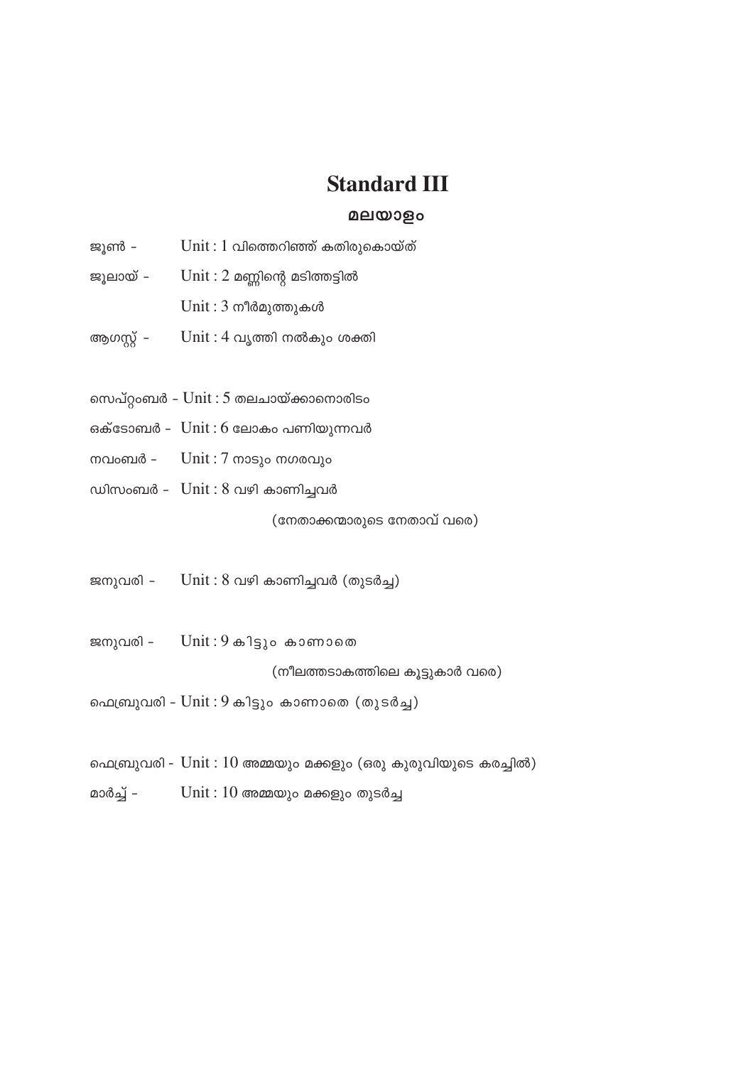# Standard III

## മലയാളം

ജൂൺ - Unit : 1 വിത്തെറിഞ്ഞ് കതിരുകൊയ്ത്

ജൂലായ് - Unit : 2 മണ്ണിന്റെ മടിത്തട്ടിൽ

Unit : 3 നീർമുത്തുകൾ

ആഗസ്റ്റ് - Unit : 4 വൃത്തി നൽകും ശക്തി

സെപ്റ്റംബർ - Unit : 5 തലചായ്ക്കാനൊരിടം

ഒക്ടോബർ - Unit : 6 ലോകം പണിയുന്നവർ

നവംബർ - Unit : 7 നാടും നഗരവും

ഡിസംബർ - Unit : 8 വഴി കാണിച്ചവർ

(നേതാക്കന്മാരുടെ നേതാവ് വരെ)

ജനുവരി - Unit : 8 വഴി കാണിച്ചവർ (തുടർച്ച)

ജനുവരി - Unit : 9 കിട്ടും കാണാതെ

(നീലത്തടാകത്തിലെ കൂട്ടുകാർ വരെ)

ഫെബ്രുവരി - Unit : 9 കിട്ടും കാണാതെ (തുടർച്ച)

ഫെബ്രുവരി - Unit : 10 അമ്മയും മക്കളും (ഒരു കുരുവിയുടെ കരച്ചിൽ)

മാർച്ച് - Unit : 10 അമ്മയും മക്കളും തുടർച്ച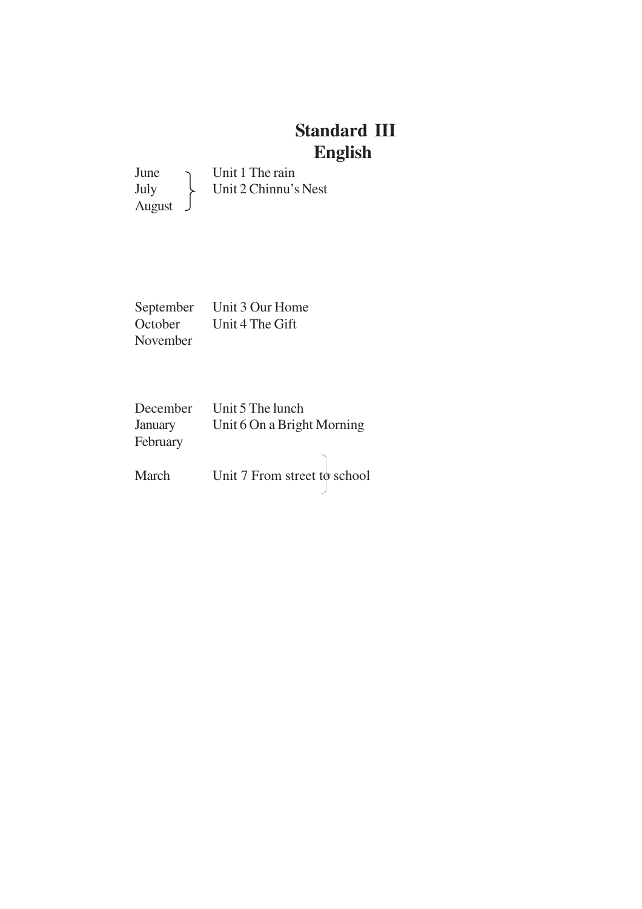# Standard III
## English

| Month | Unit |
| --- | --- |
| June, July, August | Unit 1 The rain<br>Unit 2 Chinnu's Nest |
| September, October, November | Unit 3 Our Home<br>Unit 4 The Gift |
| December, January, February | Unit 5 The lunch<br>Unit 6 On a Bright Morning |
| March | Unit 7 From street to school |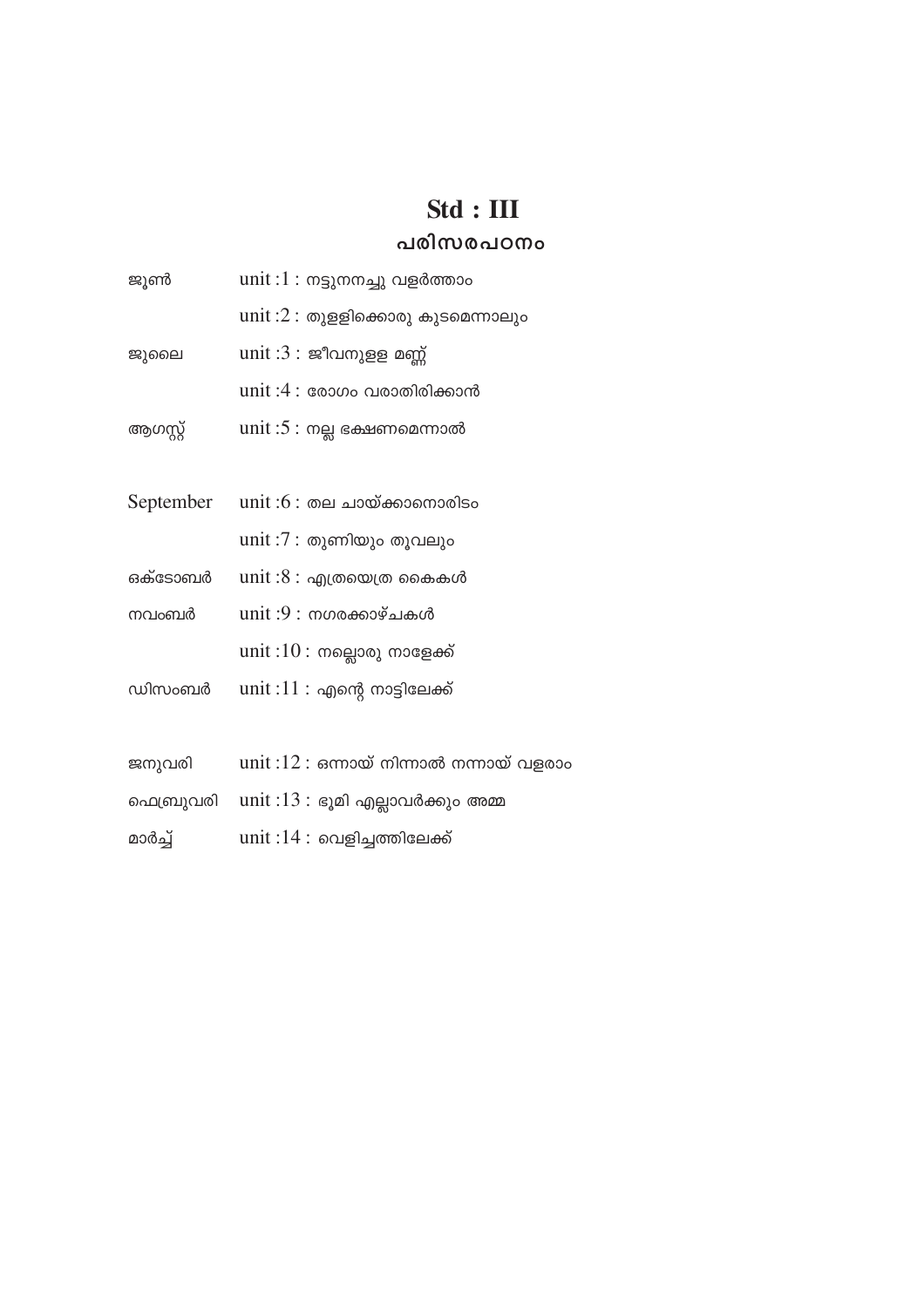# Std : III

## പരിസരപഠനം

| | |
|---|---|
| ജൂൺ | unit :1 : നട്ടുനനച്ചു വളർത്താം |
| | unit :2 : തുള്ളിക്കൊരു കുടമെന്നാലും |
| ജുലൈ | unit :3 : ജീവനുള്ള മണ്ണ് |
| | unit :4 : രോഗം വരാതിരിക്കാൻ |
| ആഗസ്റ്റ് | unit :5 : നല്ല ഭക്ഷണമെന്നാൽ |
| September | unit :6 : തല ചായ്ക്കാനൊരിടം |
| | unit :7 : തുണിയും തൂവലും |
| ഒക്ടോബർ | unit :8 : എത്രയെത്ര കൈകൾ |
| നവംബർ | unit :9 : നഗരക്കാഴ്ചകൾ |
| | unit :10 : നല്ലൊരു നാളേക്ക് |
| ഡിസംബർ | unit :11 : എന്റെ നാട്ടിലേക്ക് |
| ജനുവരി | unit :12 : ഒന്നായ് നിന്നാൽ നന്നായ് വളരാം |
| ഫെബ്രുവരി | unit :13 : ഭൂമി എല്ലാവർക്കും അമ്മ |
| മാർച്ച് | unit :14 : വെളിച്ചത്തിലേക്ക് |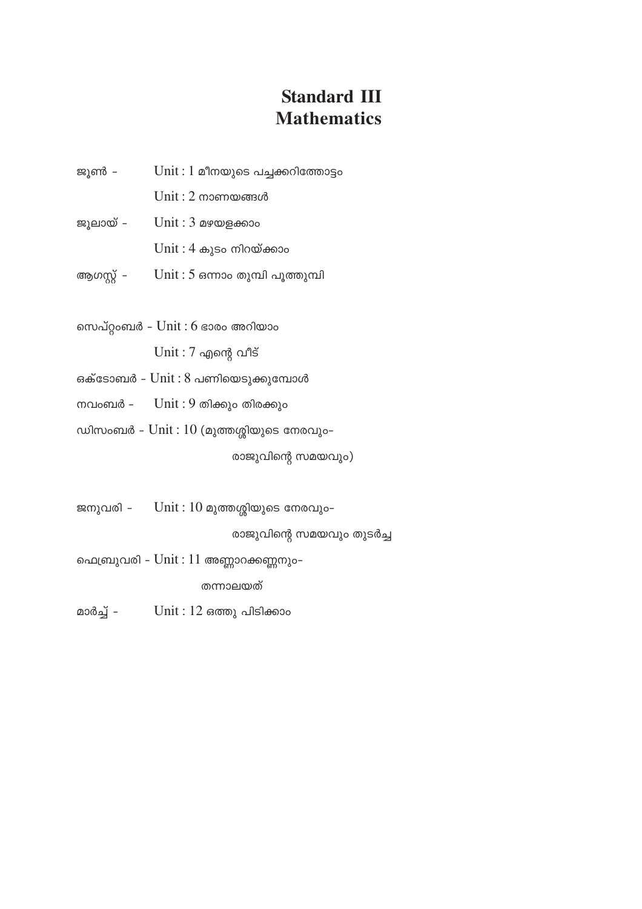# Standard III
# Mathematics

ജൂൺ - Unit : 1 മീനയുടെ പച്ചക്കറിത്തോട്ടം

Unit : 2 നാണയങ്ങൾ

ജൂലായ് - Unit : 3 മഴയളക്കാം

Unit : 4 കുടം നിറയ്ക്കാം

ആഗസ്റ്റ് - Unit : 5 ഒന്നാം തുമ്പി പൂത്തുമ്പി

സെപ്റ്റംബർ - Unit : 6 ഭാരം അറിയാം

Unit : 7 എന്റെ വീട്

ഒക്ടോബർ - Unit : 8 പണിയെടുക്കുമ്പോൾ

നവംബർ - Unit : 9 തിക്കും തിരക്കും

ഡിസംബർ - Unit : 10 (മുത്തശ്ശിയുടെ നേരവും-
രാജുവിന്റെ സമയവും)

ജനുവരി - Unit : 10 മുത്തശ്ശിയുടെ നേരവും-
രാജുവിന്റെ സമയവും തുടർച്ച

ഫെബ്രുവരി - Unit : 11 അണ്ണാറക്കണ്ണനും-
തന്നാലയത്

മാർച്ച് - Unit : 12 ഒത്തു പിടിക്കാം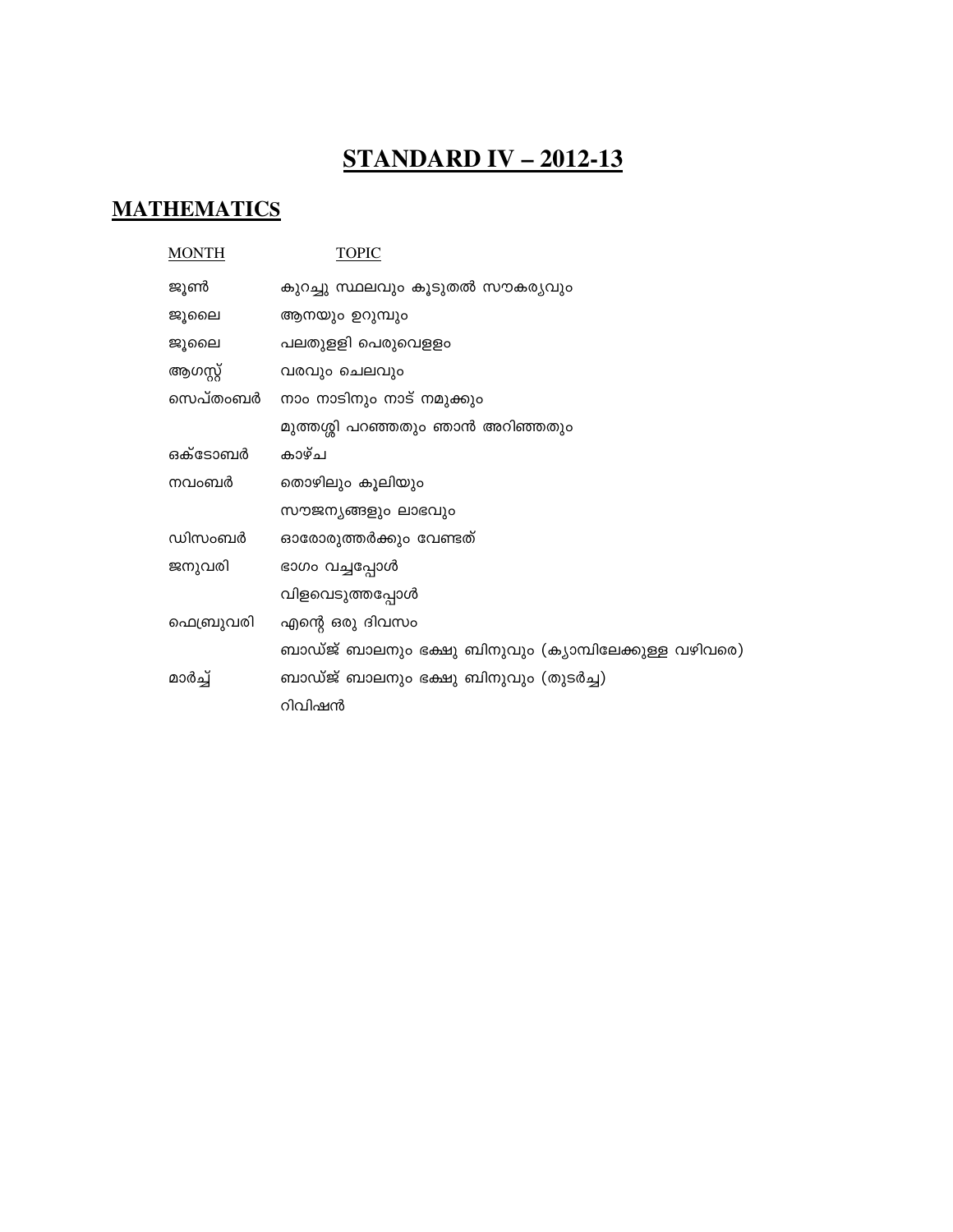# STANDARD IV – 2012-13

## MATHEMATICS

| MONTH | TOPIC |
|---|---|
| ജൂൺ | കുറച്ചു സ്ഥലവും കൂടുതൽ സൗകര്യവും |
| ജൂലൈ | ആനയും ഉറുമ്പും |
| ജൂലൈ | പലതുള്ളി പെരുവെള്ളം |
| ആഗസ്റ്റ് | വരവും ചെലവും |
| സെപ്തംബർ | നാം നാടിനും നാട് നമുക്കും |
| | മുത്തശ്ശി പറഞ്ഞതും ഞാൻ അറിഞ്ഞതും |
| ഒക്ടോബർ | കാഴ്ച |
| നവംബർ | തൊഴിലും കൂലിയും |
| | സൗജന്യങ്ങളും ലാഭവും |
| ഡിസംബർ | ഓരോരുത്തർക്കും വേണ്ടത് |
| ജനുവരി | ഭാഗം വച്ചപ്പോൾ |
| | വിളവെടുത്തപ്പോൾ |
| ഫെബ്രുവരി | എന്റെ ഒരു ദിവസം |
| | ബാഡ്ജ് ബാലനും ഭക്ഷു ബിനുവും (ക്യാമ്പിലേക്കുള്ള വഴിവരെ) |
| മാർച്ച് | ബാഡ്ജ് ബാലനും ഭക്ഷു ബിനുവും (തുടർച്ച) |
| | റിവിഷൻ |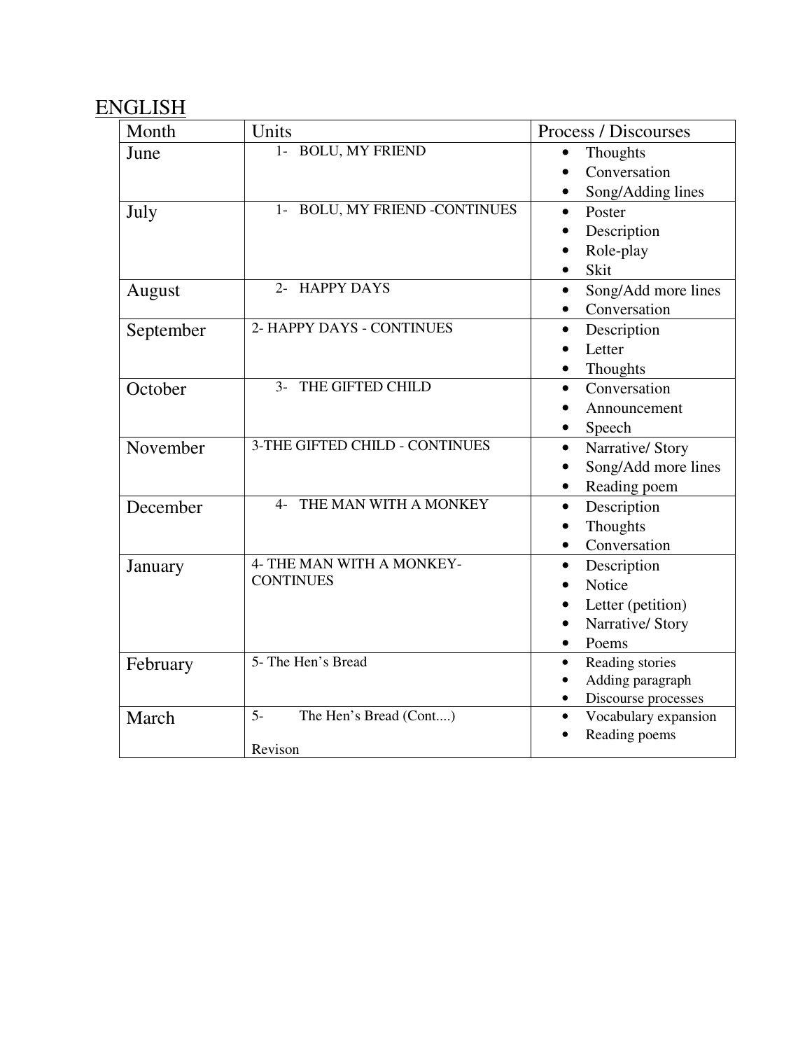<u>ENGLISH</u>

| Month | Units | Process / Discourses |
|---|---|---|
| June | 1- BOLU, MY FRIEND | • Thoughts<br>• Conversation<br>• Song/Adding lines |
| July | 1- BOLU, MY FRIEND -CONTINUES | • Poster<br>• Description<br>• Role-play<br>• Skit |
| August | 2- HAPPY DAYS | • Song/Add more lines<br>• Conversation |
| September | 2- HAPPY DAYS - CONTINUES | • Description<br>• Letter<br>• Thoughts |
| October | 3- THE GIFTED CHILD | • Conversation<br>• Announcement<br>• Speech |
| November | 3-THE GIFTED CHILD - CONTINUES | • Narrative/ Story<br>• Song/Add more lines<br>• Reading poem |
| December | 4- THE MAN WITH A MONKEY | • Description<br>• Thoughts<br>• Conversation |
| January | 4- THE MAN WITH A MONKEY-CONTINUES | • Description<br>• Notice<br>• Letter (petition)<br>• Narrative/ Story<br>• Poems |
| February | 5- The Hen's Bread | • Reading stories<br>• Adding paragraph<br>• Discourse processes |
| March | 5- The Hen's Bread (Cont....)<br><br>Revison | • Vocabulary expansion<br>• Reading poems |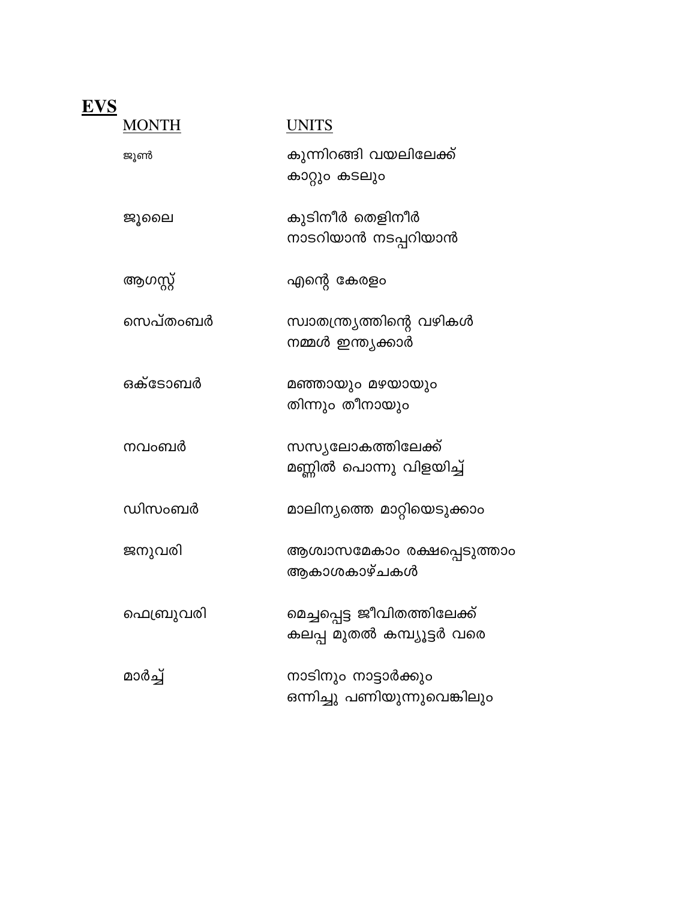## EVS

| MONTH | UNITS |
| --- | --- |
| ജൂൺ | കുന്നിറങ്ങി വയലിലേക്ക്<br>കാറ്റും കടലും |
| ജൂലൈ | കുടിനീർ തെളിനീർ<br>നാടറിയാൻ നടപ്പറിയാൻ |
| ആഗസ്റ്റ് | എന്റെ കേരളം |
| സെപ്തംബർ | സ്വാതന്ത്ര്യത്തിന്റെ വഴികൾ<br>നമ്മൾ ഇന്ത്യക്കാർ |
| ഒക്ടോബർ | മഞ്ഞായും മഴയായും<br>തിന്നും തീനായും |
| നവംബർ | സസ്യലോകത്തിലേക്ക്<br>മണ്ണിൽ പൊന്നു വിളയിച്ച് |
| ഡിസംബർ | മാലിന്യത്തെ മാറ്റിയെടുക്കാം |
| ജനുവരി | ആശ്വാസമേകാം രക്ഷപ്പെടുത്താം<br>ആകാശകാഴ്ചകൾ |
| ഫെബ്രുവരി | മെച്ചപ്പെട്ട ജീവിതത്തിലേക്ക്<br>കലപ്പ മുതൽ കമ്പ്യൂട്ടർ വരെ |
| മാർച്ച് | നാടിനും നാട്ടാർക്കും<br>ഒന്നിച്ചു പണിയുന്നുവെങ്കിലും |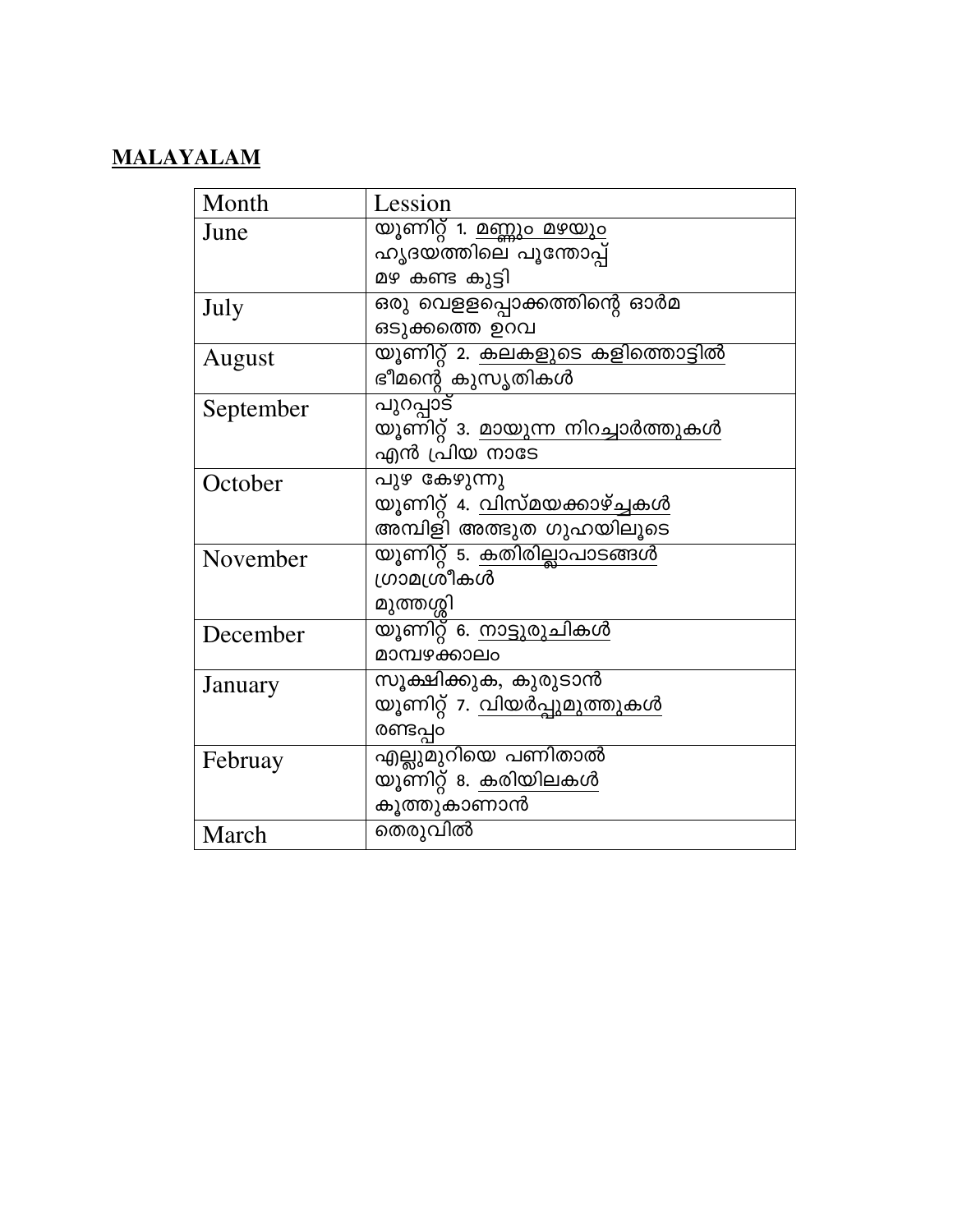**MALAYALAM**

| Month | Lession |
|---|---|
| June | യൂണിറ്റ് 1. <u>മണ്ണും മഴയും</u><br>ഹൃദയത്തിലെ പൂന്തോപ്പ്<br>മഴ കണ്ട കുട്ടി |
| July | ഒരു വെള്ളപ്പൊക്കത്തിന്റെ ഓർമ<br>ഒടുക്കത്തെ ഉറവ |
| August | യൂണിറ്റ് 2. <u>കലകളുടെ കളിത്തൊട്ടിൽ</u><br>ഭീമന്റെ കുസൃതികൾ |
| September | പുറപ്പാട്<br>യൂണിറ്റ് 3. <u>മായുന്ന നിറച്ചാർത്തുകൾ</u><br>എൻ പ്രിയ നാടേ |
| October | പുഴ കേഴുന്നു<br>യൂണിറ്റ് 4. <u>വിസ്മയക്കാഴ്ച്ചകൾ</u><br>അമ്പിളി അത്ഭുത ഗുഹയിലൂടെ |
| November | യൂണിറ്റ് 5. <u>കതിരില്ലാപാടങ്ങൾ</u><br>ഗ്രാമശ്രീകൾ<br>മുത്തശ്ശി |
| December | യൂണിറ്റ് 6. <u>നാട്ടുരുചികൾ</u><br>മാമ്പഴക്കാലം |
| January | സൂക്ഷിക്കുക, കുരുടാൻ<br>യൂണിറ്റ് 7. <u>വിയർപ്പുമുത്തുകൾ</u><br>രണ്ടപ്പം |
| Februay | എല്ലുമുറിയെ പണിതാൽ<br>യൂണിറ്റ് 8. <u>കരിയിലകൾ</u><br>കൂത്തുകാണാൻ |
| March | തെരുവിൽ |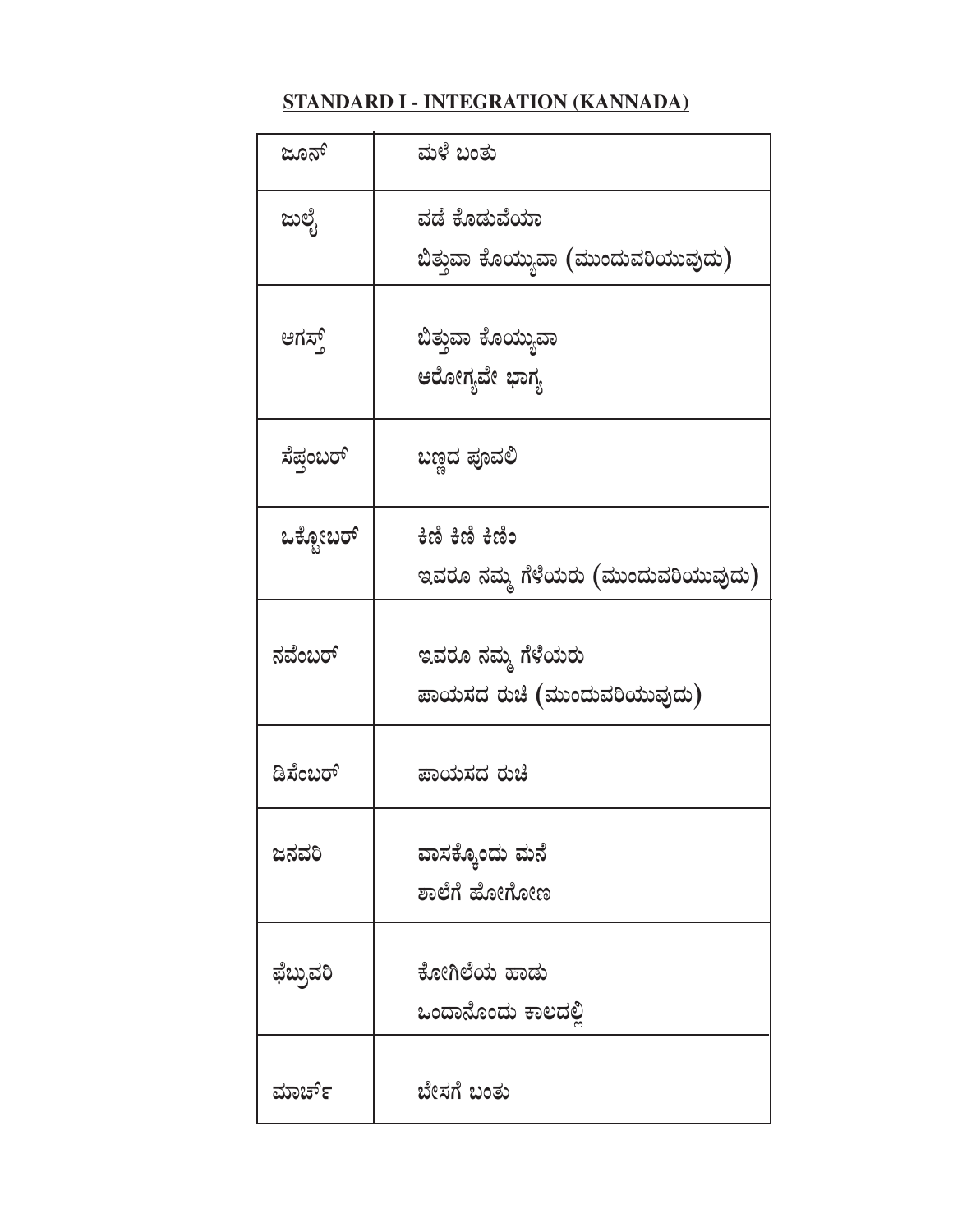## STANDARD I - INTEGRATION (KANNADA)

| | |
|---|---|
| ಜೂನ್ | ಮಳೆ ಬಂತು |
| ಜುಲೈ | ವಡೆ ಕೊಡುವೆಯಾ<br>ಬಿತ್ತುವಾ ಕೊಯ್ಯುವಾ (ಮುಂದುವರಿಯುವುದು) |
| ಆಗಸ್ತ್ | ಬಿತ್ತುವಾ ಕೊಯ್ಯುವಾ<br>ಆರೋಗ್ಯವೇ ಭಾಗ್ಯ |
| ಸೆಪ್ತಂಬರ್ | ಬಣ್ಣದ ಪೂವಲಿ |
| ಒಕ್ಟೋಬರ್ | ಕಿಣಿ ಕಿಣಿ ಕಿಣಿಂ<br>ಇವರೂ ನಮ್ಮ ಗೆಳೆಯರು (ಮುಂದುವರಿಯುವುದು) |
| ನವೆಂಬರ್ | ಇವರೂ ನಮ್ಮ ಗೆಳೆಯರು<br>ಪಾಯಸದ ರುಚಿ (ಮುಂದುವರಿಯುವುದು) |
| ಡಿಸೆಂಬರ್ | ಪಾಯಸದ ರುಚಿ |
| ಜನವರಿ | ವಾಸಕ್ಕೊಂದು ಮನೆ<br>ಶಾಲೆಗೆ ಹೋಗೋಣ |
| ಫೆಬ್ರುವರಿ | ಕೋಗಿಲೆಯ ಹಾಡು<br>ಒಂದಾನೊಂದು ಕಾಲದಲ್ಲಿ |
| ಮಾರ್ಚ್ | ಬೇಸಗೆ ಬಂತು |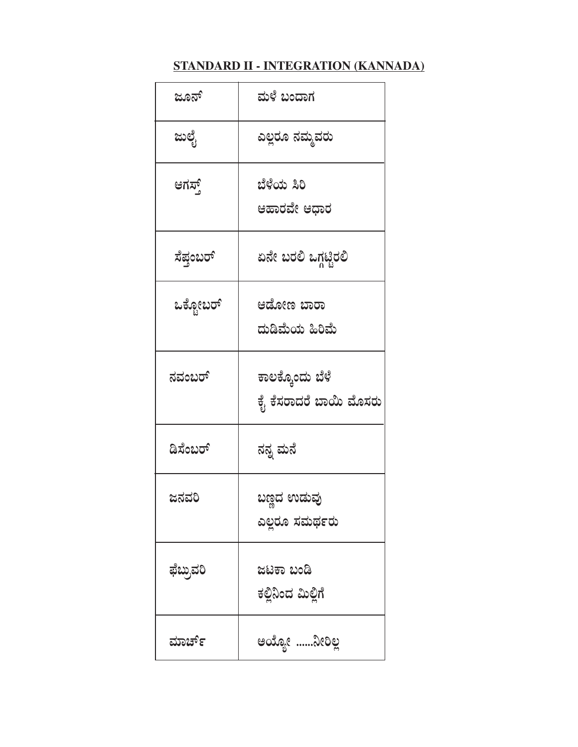## STANDARD II - INTEGRATION (KANNADA)

| | |
|---|---|
| ಜೂನ್ | ಮಳೆ ಬಂದಾಗ |
| ಜುಲೈ | ಎಲ್ಲರೂ ನಮ್ಮವರು |
| ಆಗಸ್ಟ್ | ಬೆಳೆಯ ಸಿರಿ<br>ಆಹಾರವೇ ಆಧಾರ |
| ಸೆಪ್ಟಂಬರ್ | ಏನೇ ಬರಲಿ ಒಗ್ಗಟ್ಟಿರಲಿ |
| ಒಕ್ಟೋಬರ್ | ಆಡೋಣ ಬಾರಾ<br>ದುಡಿಮೆಯ ಹಿರಿಮೆ |
| ನವಂಬರ್ | ಕಾಲಕ್ಕೊಂದು ಬೆಳೆ<br>ಕೈ ಕೆಸರಾದರೆ ಬಾಯಿ ಮೊಸರು |
| ಡಿಸೆಂಬರ್ | ನನ್ನ ಮನೆ |
| ಜನವರಿ | ಬಣ್ಣದ ಉಡುವು<br>ಎಲ್ಲರೂ ಸಮರ್ಥರು |
| ಫೆಬ್ರುವರಿ | ಜಟಕಾ ಬಂಡಿ<br>ಕಲ್ಲಿನಿಂದ ಮಿಲ್ಲಿಗೆ |
| ಮಾರ್ಚ್ | ಅಯ್ಯೋ ......ನೀರಿಲ್ಲ |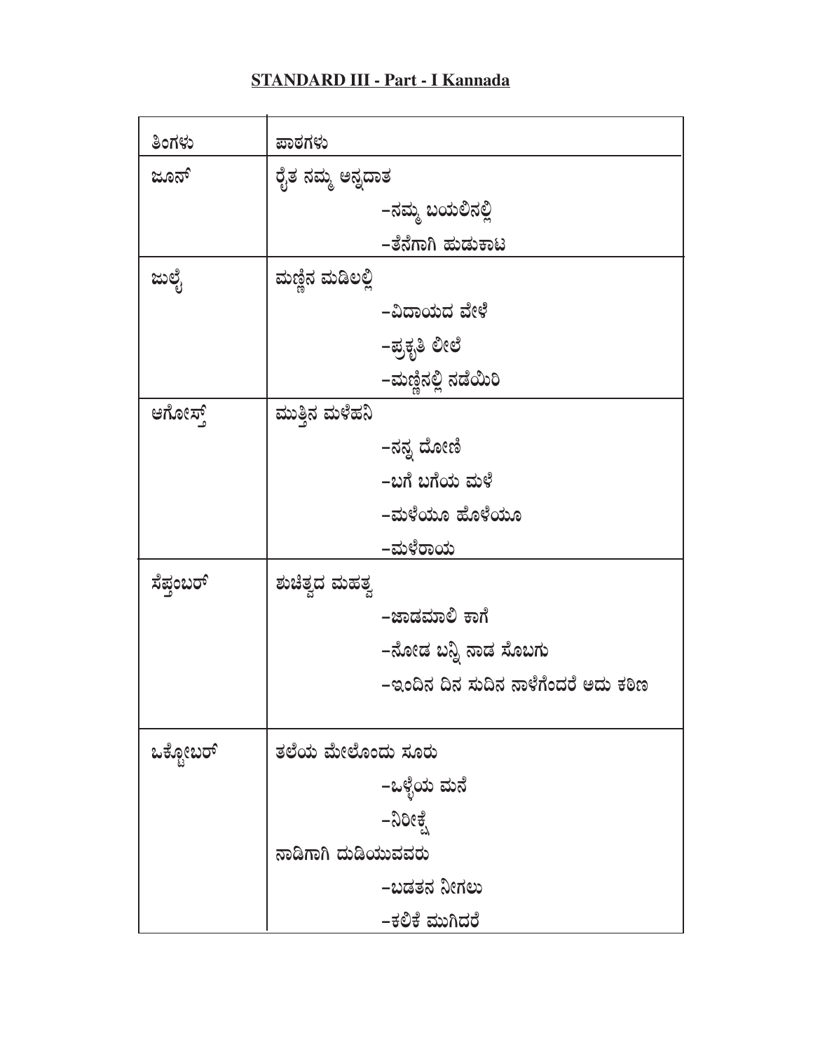## STANDARD III - Part - I Kannada

| ತಿಂಗಳು | ಪಾಠಗಳು |
|---|---|
| ಜೂನ್ | ರೈತ ನಮ್ಮ ಅನ್ನದಾತ |
| | -ನಮ್ಮ ಬಯಲಿನಲ್ಲಿ |
| | -ತೆನೆಗಾಗಿ ಹುಡುಕಾಟ |
| ಜುಲೈ | ಮಣ್ಣಿನ ಮಡಿಲಲ್ಲಿ |
| | -ವಿದಾಯದ ವೇಳೆ |
| | -ಪ್ರಕೃತಿ ಲೀಲೆ |
| | -ಮಣ್ಣಿನಲ್ಲಿ ನಡೆಯಿರಿ |
| ಆಗೋಸ್ತ್ | ಮುತ್ತಿನ ಮಳೆಹನಿ |
| | -ನನ್ನ ದೋಣಿ |
| | -ಬಗೆ ಬಗೆಯ ಮಳೆ |
| | -ಮಳೆಯೂ ಹೊಳೆಯೂ |
| | -ಮಳೆರಾಯ |
| ಸೆಪ್ತಂಬರ್ | ಶುಚಿತ್ವದ ಮಹತ್ವ |
| | -ಜಾಡಮಾಲಿ ಕಾಗೆ |
| | -ನೋಡ ಬನ್ನಿ ನಾಡ ಸೊಬಗು |
| | -ಇಂದಿನ ದಿನ ಸುದಿನ ನಾಳೆಗೆಂದರೆ ಅದು ಕಠಿಣ |
| ಒಕ್ಟೋಬರ್ | ತಲೆಯ ಮೇಲೊಂದು ಸೂರು |
| | -ಒಳ್ಳೆಯ ಮನೆ |
| | -ನಿರೀಕ್ಷೆ |
| | ನಾಡಿಗಾಗಿ ದುಡಿಯುವವರು |
| | -ಬಡತನ ನೀಗಲು |
| | -ಕಲಿಕೆ ಮುಗಿದರೆ |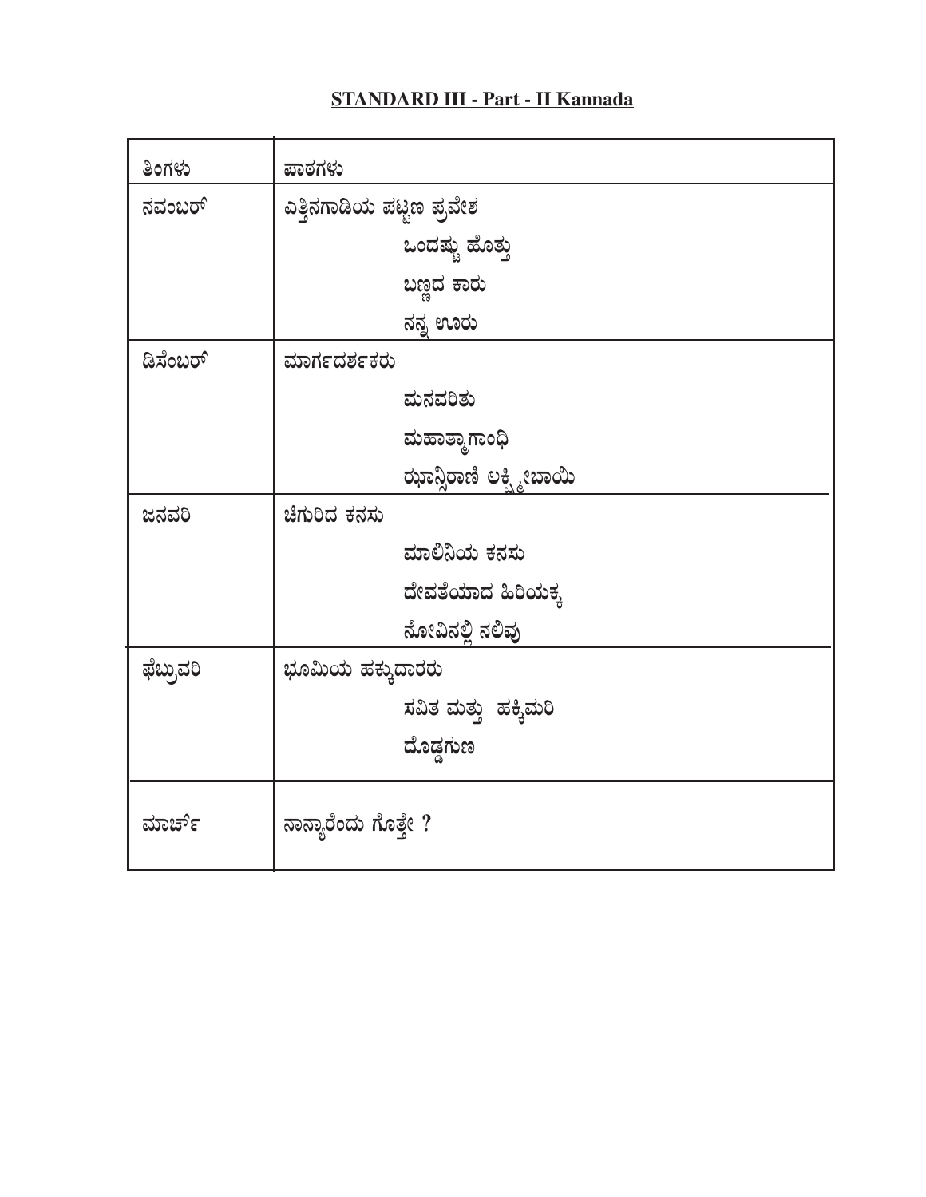## STANDARD III - Part - II Kannada

| ತಿಂಗಳು | ಪಾಠಗಳು |
|---|---|
| ನವಂಬರ್ | ಎತ್ತಿನಗಾಡಿಯ ಪಟ್ಟಣ ಪ್ರವೇಶ |
| | ಒಂದಷ್ಟು ಹೊತ್ತು |
| | ಬಣ್ಣದ ಕಾರು |
| | ನನ್ನ ಊರು |
| ಡಿಸೆಂಬರ್ | ಮಾರ್ಗದರ್ಶಕರು |
| | ಮನವರಿತು |
| | ಮಹಾತ್ಮಾಗಾಂಧಿ |
| | ಝಾನ್ಸಿರಾಣಿ ಲಕ್ಷ್ಮೀಬಾಯಿ |
| ಜನವರಿ | ಚಿಗುರಿದ ಕನಸು |
| | ಮಾಲಿನಿಯ ಕನಸು |
| | ದೇವತೆಯಾದ ಹಿರಿಯಕ್ಕ |
| | ನೋವಿನಲ್ಲಿ ನಲಿವು |
| ಫೆಬ್ರುವರಿ | ಭೂಮಿಯ ಹಕ್ಕುದಾರರು |
| | ಸವಿತ ಮತ್ತು ಹಕ್ಕಿಮರಿ |
| | ದೊಡ್ಡಗುಣ |
| ಮಾರ್ಚ್ | ನಾನ್ಯಾರೆಂದು ಗೊತ್ತೇ ? |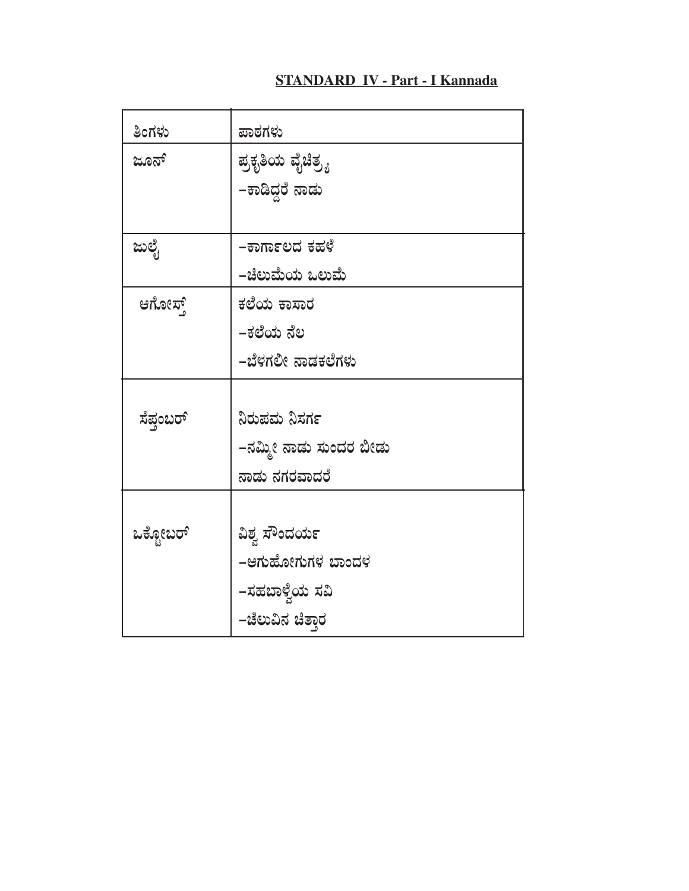## STANDARD IV - Part - I Kannada

| ತಿಂಗಳು | ಪಾಠಗಳು |
|---|---|
| ಜೂನ್ | ಪ್ರಕೃತಿಯ ವೈಚಿತ್ರ್ಯ<br>–ಕಾಡಿದ್ದರೆ ನಾಡು |
| ಜುಲೈ | –ಕಾರ್ಗಾಲದ ಕಹಳೆ<br>–ಚೆಲುಮೆಯ ಒಲುಮೆ |
| ಆಗೋಸ್ತ್ | ಕಲೆಯ ಕಾಸಾರ<br>–ಕಲೆಯ ನೆಲ<br>–ಬೆಳಗಲೀ ನಾಡಕಲೆಗಳು |
| ಸೆಪ್ತಂಬರ್ | ನಿರುಪಮ ನಿಸರ್ಗ<br>–ನಮ್ಮೀ ನಾಡು ಸುಂದರ ಬೀಡು<br>ನಾಡು ನಗರವಾದರೆ |
| ಒಕ್ಟೋಬರ್ | ವಿಶ್ವ ಸೌಂದರ್ಯ<br>–ಆಗುಹೋಗುಗಳ ಬಾಂದಳ<br>–ಸಹಬಾಳ್ವೆಯ ಸವಿ<br>–ಚೆಲುವಿನ ಚಿತ್ತಾರ |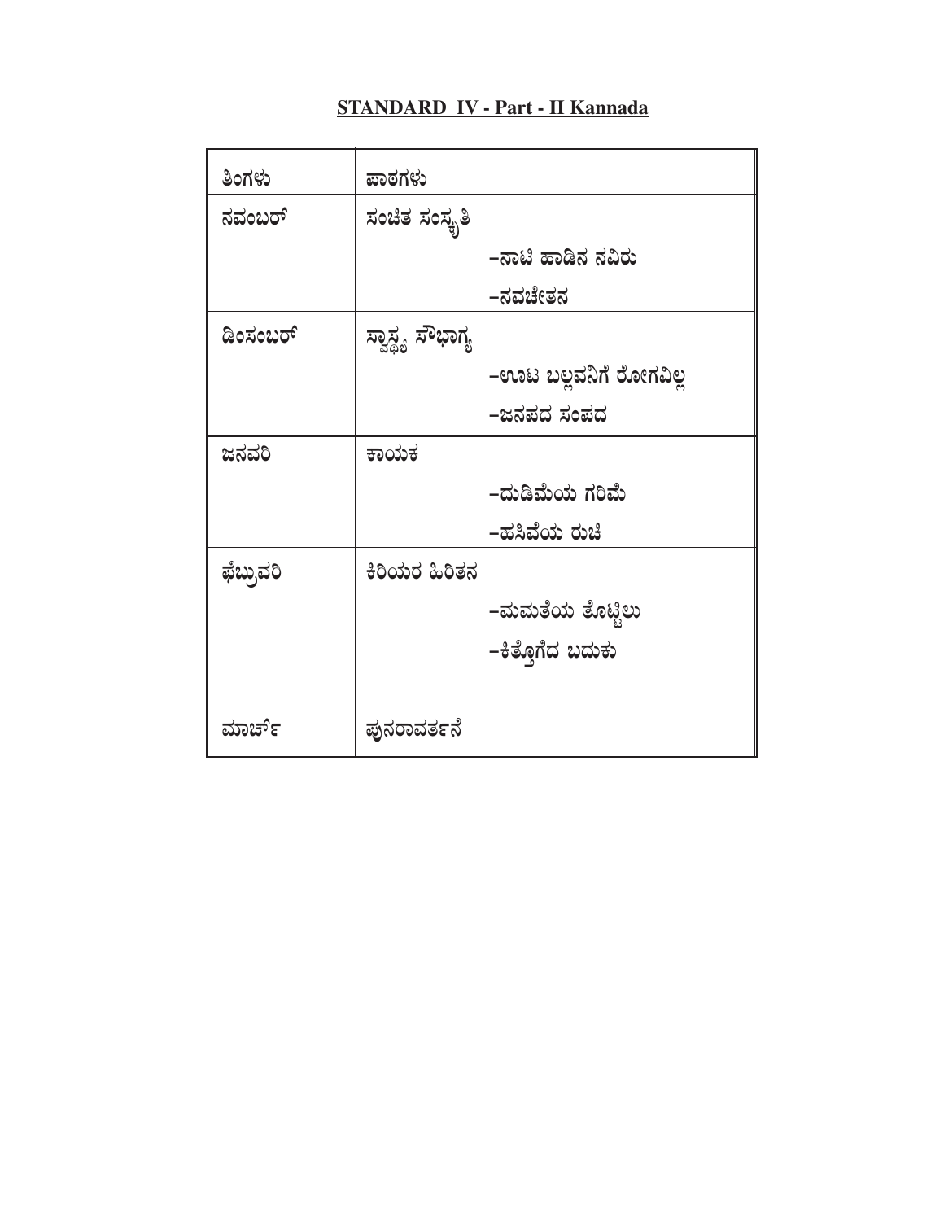## STANDARD IV - Part - II Kannada

| ತಿಂಗಳು | ಪಾಠಗಳು |
|---|---|
| ನವಂಬರ್ | ಸಂಚಿತ ಸಂಸ್ಕೃತಿ<br>-ನಾಟಿ ಹಾಡಿನ ನವಿರು<br>-ನವಚೇತನ |
| ಡಿಂಸಂಬರ್ | ಸ್ವಾಸ್ಥ್ಯ ಸೌಭಾಗ್ಯ<br>-ಊಟ ಬಲ್ಲವನಿಗೆ ರೋಗವಿಲ್ಲ<br>-ಜನಪದ ಸಂಪದ |
| ಜನವರಿ | ಕಾಯಕ<br>-ದುಡಿಮೆಯ ಗರಿಮೆ<br>-ಹಸಿವೆಯ ರುಚಿ |
| ಫೆಬ್ರುವರಿ | ಕಿರಿಯರ ಹಿರಿತನ<br>-ಮಮತೆಯ ತೊಟ್ಟಿಲು<br>-ಕಿತ್ತೊಗೆದ ಬದುಕು |
| ಮಾರ್ಚ್ | ಪುನರಾವರ್ತನೆ |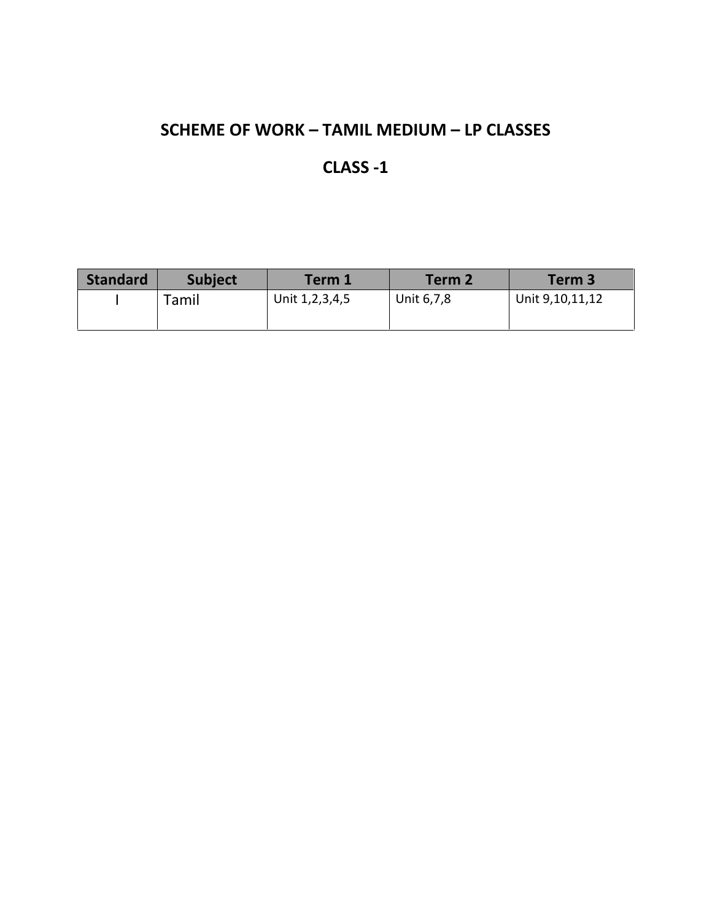# SCHEME OF WORK – TAMIL MEDIUM – LP CLASSES

## CLASS -1

| Standard | Subject | Term 1 | Term 2 | Term 3 |
|---|---|---|---|---|
| I | Tamil | Unit 1,2,3,4,5 | Unit 6,7,8 | Unit 9,10,11,12 |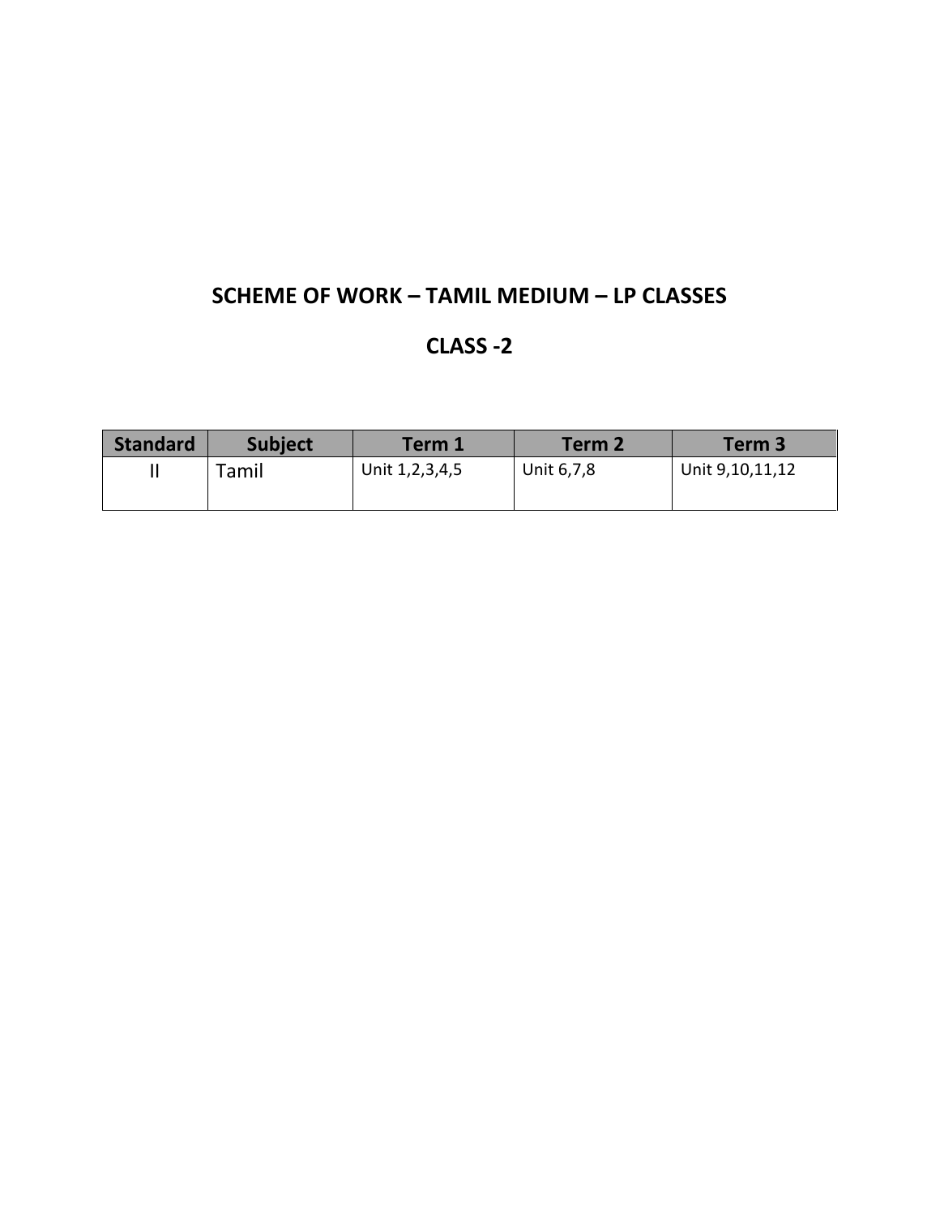## SCHEME OF WORK – TAMIL MEDIUM – LP CLASSES

## CLASS -2

| Standard | Subject | Term 1 | Term 2 | Term 3 |
|---|---|---|---|---|
| II | Tamil | Unit 1,2,3,4,5 | Unit 6,7,8 | Unit 9,10,11,12 |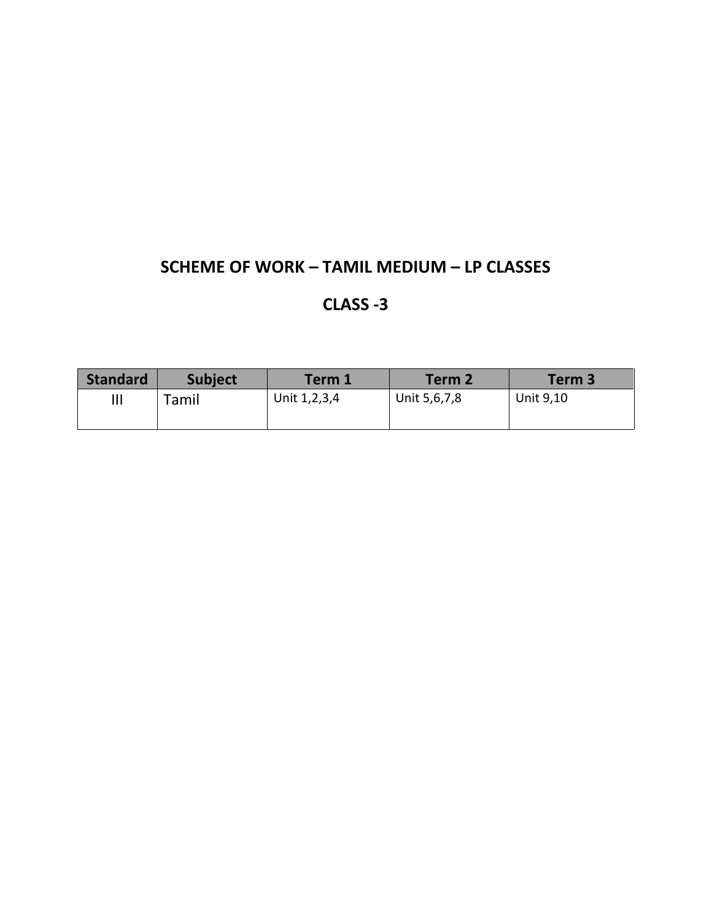## SCHEME OF WORK – TAMIL MEDIUM – LP CLASSES

## CLASS -3

| Standard | Subject | Term 1 | Term 2 | Term 3 |
|---|---|---|---|---|
| III | Tamil | Unit 1,2,3,4 | Unit 5,6,7,8 | Unit 9,10 |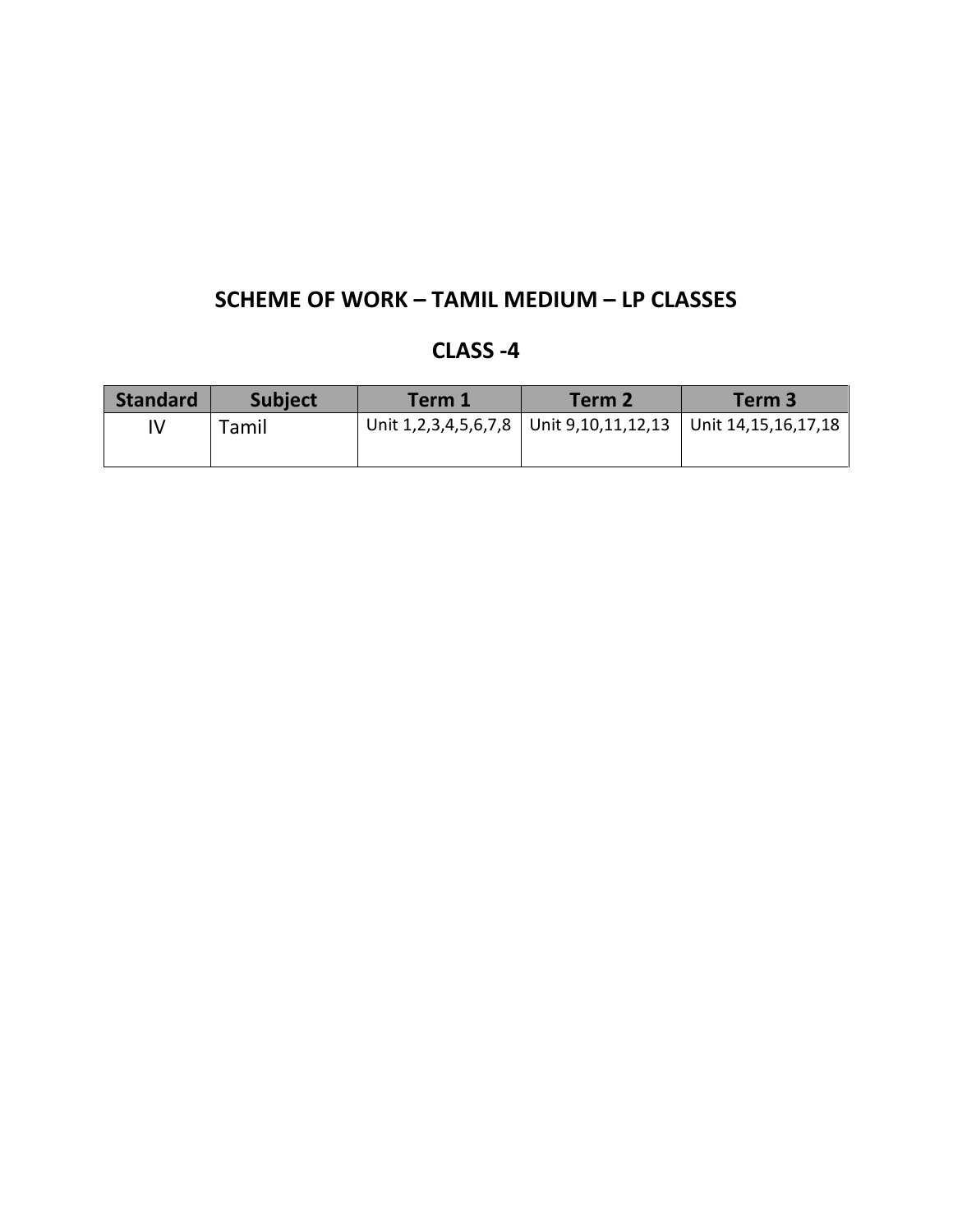## SCHEME OF WORK – TAMIL MEDIUM – LP CLASSES

## CLASS -4

| Standard | Subject | Term 1 | Term 2 | Term 3 |
|---|---|---|---|---|
| IV | Tamil | Unit 1,2,3,4,5,6,7,8 | Unit 9,10,11,12,13 | Unit 14,15,16,17,18 |